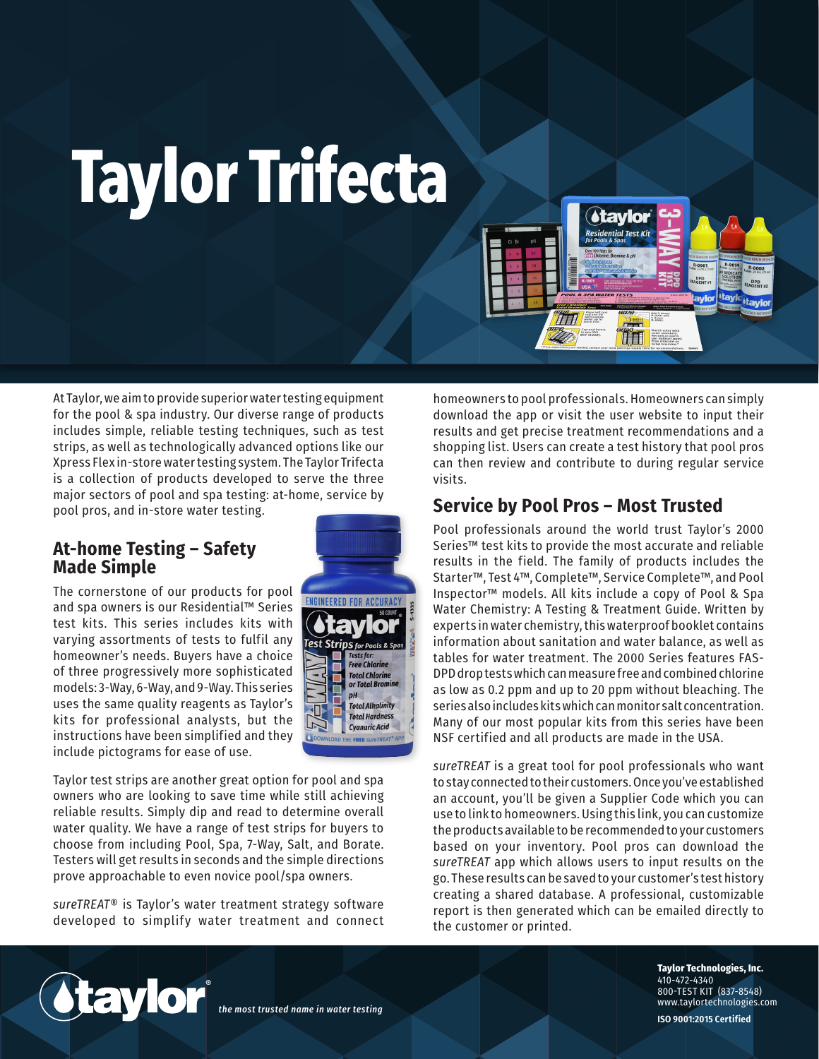# Taylor Trifecta

At Taylor, we aim to provide superior water testing equipment for the pool & spa industry. Our diverse range of products includes simple, reliable testing techniques, such as test strips, as well as technologically advanced options like our Xpress Flex in-store water testing system. The Taylor Trifecta is a collection of products developed to serve the three major sectors of pool and spa testing: at-home, service by pool pros, and in-store water testing.

## At-home Testing – Safety Made Simple

The cornerstone of our products for pool and spa owners is our Residential™ Series test kits. This series includes kits with varying assortments of tests to fulfil any homeowner's needs. Buyers have a choice of three progressively more sophisticated models: 3-Way, 6-Way, and 9-Way. This series uses the same quality reagents as Taylor's kits for professional analysts, but the instructions have been simplified and they include pictograms for ease of use.

Taylor test strips are another great option for pool and spa owners who are looking to save time while still achieving reliable results. Simply dip and read to determine overall water quality. We have a range of test strips for buyers to choose from including Pool, Spa, 7-Way, Salt, and Borate. Testers will get results in seconds and the simple directions prove approachable to even novice pool/spa owners.

*sureTREAT®* is Taylor's water treatment strategy software developed to simplify water treatment and connect homeowners to pool professionals. Homeowners can simply download the app or visit the user website to input their results and get precise treatment recommendations and a shopping list. Users can create a test history that pool pros can then review and contribute to during regular service visits.

## Service by Pool Pros – Most Trusted

Pool professionals around the world trust Taylor's 2000 Series™ test kits to provide the most accurate and reliable results in the field. The family of products includes the Starter™, Test 4™, Complete™, Service Complete™, and Pool Inspector™ models. All kits include a copy of Pool & Spa Water Chemistry: A Testing & Treatment Guide. Written by experts in water chemistry, this waterproof booklet contains information about sanitation and water balance, as well as tables for water treatment. The 2000 Series features FAS-DPD drop tests which can measure free and combined chlorine as low as 0.2 ppm and up to 20 ppm without bleaching. The series also includes kits which can monitor salt concentration. Many of our most popular kits from this series have been NSF certified and all products are made in the USA.

*sureTREAT* is a great tool for pool professionals who want to stay connected to their customers. Once you've established an account, you'll be given a Supplier Code which you can use to link to homeowners. Using this link, you can customize the products available to be recommended to your customers based on your inventory. Pool pros can download the *sureTREAT* app which allows users to input results on the go. These results can be saved to your customer's test history creating a shared database. A professional, customizable report is then generated which can be emailed directly to the customer or printed.

taylor® *the most trusted name in water testing*

**Taylor Technologies, Inc.**
410-472-4340
800-TEST KIT (837-8548)
www.taylortechnologies.com

**ISO 9001:2015 Certified**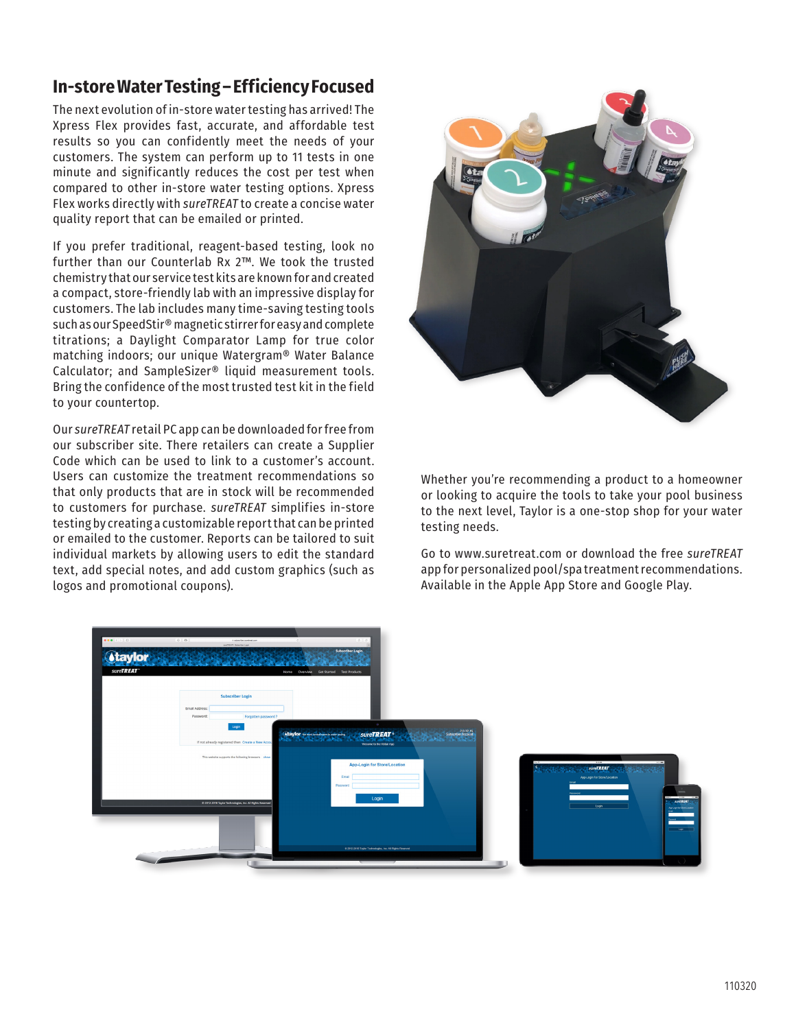## In-store Water Testing – Efficiency Focused

The next evolution of in-store water testing has arrived! The Xpress Flex provides fast, accurate, and affordable test results so you can confidently meet the needs of your customers. The system can perform up to 11 tests in one minute and significantly reduces the cost per test when compared to other in-store water testing options. Xpress Flex works directly with *sureTREAT* to create a concise water quality report that can be emailed or printed.

If you prefer traditional, reagent-based testing, look no further than our Counterlab Rx 2™. We took the trusted chemistry that our service test kits are known for and created a compact, store-friendly lab with an impressive display for customers. The lab includes many time-saving testing tools such as our SpeedStir® magnetic stirrer for easy and complete titrations; a Daylight Comparator Lamp for true color matching indoors; our unique Watergram® Water Balance Calculator; and SampleSizer® liquid measurement tools. Bring the confidence of the most trusted test kit in the field to your countertop.

Our *sureTREAT* retail PC app can be downloaded for free from our subscriber site. There retailers can create a Supplier Code which can be used to link to a customer's account. Users can customize the treatment recommendations so that only products that are in stock will be recommended to customers for purchase. *sureTREAT* simplifies in-store testing by creating a customizable report that can be printed or emailed to the customer. Reports can be tailored to suit individual markets by allowing users to edit the standard text, add special notes, and add custom graphics (such as logos and promotional coupons).

Whether you're recommending a product to a homeowner or looking to acquire the tools to take your pool business to the next level, Taylor is a one-stop shop for your water testing needs.

Go to www.suretreat.com or download the free *sureTREAT* app for personalized pool/spa treatment recommendations. Available in the Apple App Store and Google Play.

110320